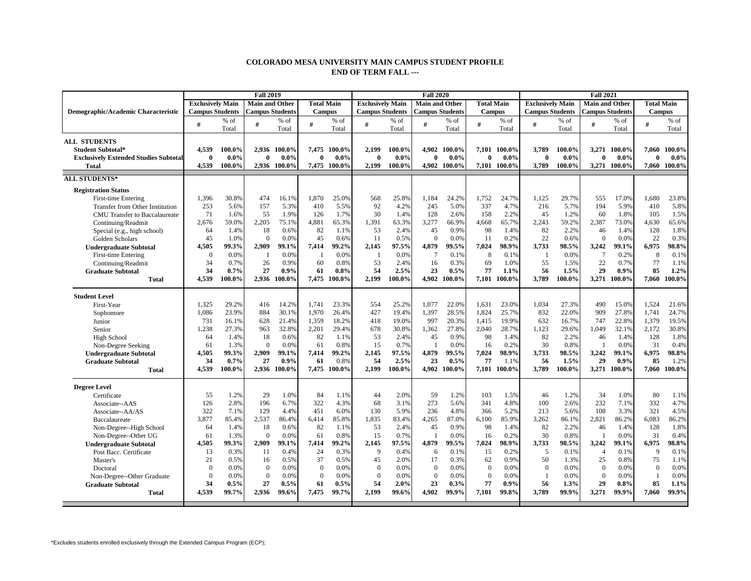## COLORADO MESA UNIVERSITY MAIN CAMPUS STUDENT PROFILE
## END OF TERM FALL ---

| Demographic/Academic Characteristic | Fall 2019 | | | | | | Fall 2020 | | | | | | Fall 2021 | | | | | |
|---|---|---|---|---|---|---|---|---|---|---|---|---|---|---|---|---|---|---|
| | Exclusively Main Campus Students | | Main and Other Campus Students | | Total Main Campus | | Exclusively Main Campus Students | | Main and Other Campus Students | | Total Main Campus | | Exclusively Main Campus Students | | Main and Other Campus Students | | Total Main Campus | |
| | # | % of Total | # | % of Total | # | % of Total | # | % of Total | # | % of Total | # | % of Total | # | % of Total | # | % of Total | # | % of Total |
| **ALL STUDENTS** | | | | | | | | | | | | | | | | | | |
| **Student Subtotal*** | **4,539** | **100.0%** | **2,936** | **100.0%** | **7,475** | **100.0%** | **2,199** | **100.0%** | **4,902** | **100.0%** | **7,101** | **100.0%** | **3,789** | **100.0%** | **3,271** | **100.0%** | **7,060** | **100.0%** |
| **Exclusively Extended Studies Subtotal** | **0** | **0.0%** | **0** | **0.0%** | **0** | **0.0%** | **0** | **0.0%** | **0** | **0.0%** | **0** | **0.0%** | **0** | **0.0%** | **0** | **0.0%** | **0** | **0.0%** |
| **Total** | **4,539** | **100.0%** | **2,936** | **100.0%** | **7,475** | **100.0%** | **2,199** | **100.0%** | **4,902** | **100.0%** | **7,101** | **100.0%** | **3,789** | **100.0%** | **3,271** | **100.0%** | **7,060** | **100.0%** |
| **ALL STUDENTS*** | | | | | | | | | | | | | | | | | | |
| **Registration Status** | | | | | | | | | | | | | | | | | | |
| First-time Entering | 1,396 | 30.8% | 474 | 16.1% | 1,870 | 25.0% | 568 | 25.8% | 1,184 | 24.2% | 1,752 | 24.7% | 1,125 | 29.7% | 555 | 17.0% | 1,680 | 23.8% |
| Transfer from Other Institution | 253 | 5.6% | 157 | 5.3% | 410 | 5.5% | 92 | 4.2% | 245 | 5.0% | 337 | 4.7% | 216 | 5.7% | 194 | 5.9% | 410 | 5.8% |
| CMU Transfer to Baccalaureate | 71 | 1.6% | 55 | 1.9% | 126 | 1.7% | 30 | 1.4% | 128 | 2.6% | 158 | 2.2% | 45 | 1.2% | 60 | 1.8% | 105 | 1.5% |
| Continuing/Readmit | 2,676 | 59.0% | 2,205 | 75.1% | 4,881 | 65.3% | 1,391 | 63.3% | 3,277 | 66.9% | 4,668 | 65.7% | 2,243 | 59.2% | 2,387 | 73.0% | 4,630 | 65.6% |
| Special (e.g., high school) | 64 | 1.4% | 18 | 0.6% | 82 | 1.1% | 53 | 2.4% | 45 | 0.9% | 98 | 1.4% | 82 | 2.2% | 46 | 1.4% | 128 | 1.8% |
| Golden Scholars | 45 | 1.0% | 0 | 0.0% | 45 | 0.6% | 11 | 0.5% | 0 | 0.0% | 11 | 0.2% | 22 | 0.6% | 0 | 0.0% | 22 | 0.3% |
| **Undergraduate Subtotal** | **4,505** | **99.3%** | **2,909** | **99.1%** | **7,414** | **99.2%** | **2,145** | **97.5%** | **4,879** | **99.5%** | **7,024** | **98.9%** | **3,733** | **98.5%** | **3,242** | **99.1%** | **6,975** | **98.8%** |
| First-time Entering | 0 | 0.0% | 1 | 0.0% | 1 | 0.0% | 1 | 0.0% | 7 | 0.1% | 8 | 0.1% | 1 | 0.0% | 7 | 0.2% | 8 | 0.1% |
| Continuing/Readmit | 34 | 0.7% | 26 | 0.9% | 60 | 0.8% | 53 | 2.4% | 16 | 0.3% | 69 | 1.0% | 55 | 1.5% | 22 | 0.7% | 77 | 1.1% |
| **Graduate Subtotal** | **34** | **0.7%** | **27** | **0.9%** | **61** | **0.8%** | **54** | **2.5%** | **23** | **0.5%** | **77** | **1.1%** | **56** | **1.5%** | **29** | **0.9%** | **85** | **1.2%** |
| **Total** | **4,539** | **100.0%** | **2,936** | **100.0%** | **7,475** | **100.0%** | **2,199** | **100.0%** | **4,902** | **100.0%** | **7,101** | **100.0%** | **3,789** | **100.0%** | **3,271** | **100.0%** | **7,060** | **100.0%** |
| **Student Level** | | | | | | | | | | | | | | | | | | |
| First-Year | 1,325 | 29.2% | 416 | 14.2% | 1,741 | 23.3% | 554 | 25.2% | 1,077 | 22.0% | 1,631 | 23.0% | 1,034 | 27.3% | 490 | 15.0% | 1,524 | 21.6% |
| Sophomore | 1,086 | 23.9% | 884 | 30.1% | 1,970 | 26.4% | 427 | 19.4% | 1,397 | 28.5% | 1,824 | 25.7% | 832 | 22.0% | 909 | 27.8% | 1,741 | 24.7% |
| Junior | 731 | 16.1% | 628 | 21.4% | 1,359 | 18.2% | 418 | 19.0% | 997 | 20.3% | 1,415 | 19.9% | 632 | 16.7% | 747 | 22.8% | 1,379 | 19.5% |
| Senior | 1,238 | 27.3% | 963 | 32.8% | 2,201 | 29.4% | 678 | 30.8% | 1,362 | 27.8% | 2,040 | 28.7% | 1,123 | 29.6% | 1,049 | 32.1% | 2,172 | 30.8% |
| High School | 64 | 1.4% | 18 | 0.6% | 82 | 1.1% | 53 | 2.4% | 45 | 0.9% | 98 | 1.4% | 82 | 2.2% | 46 | 1.4% | 128 | 1.8% |
| Non-Degree Seeking | 61 | 1.3% | 0 | 0.0% | 61 | 0.8% | 15 | 0.7% | 1 | 0.0% | 16 | 0.2% | 30 | 0.8% | 1 | 0.0% | 31 | 0.4% |
| **Undergraduate Subtotal** | **4,505** | **99.3%** | **2,909** | **99.1%** | **7,414** | **99.2%** | **2,145** | **97.5%** | **4,879** | **99.5%** | **7,024** | **98.9%** | **3,733** | **98.5%** | **3,242** | **99.1%** | **6,975** | **98.8%** |
| **Graduate Subtotal** | **34** | **0.7%** | **27** | **0.9%** | **61** | 0.8% | **54** | **2.5%** | **23** | **0.5%** | **77** | 1.1% | **56** | **1.5%** | **29** | **0.9%** | **85** | 1.2% |
| **Total** | **4,539** | **100.0%** | **2,936** | **100.0%** | **7,475** | **100.0%** | **2,199** | **100.0%** | **4,902** | **100.0%** | **7,101** | **100.0%** | **3,789** | **100.0%** | **3,271** | **100.0%** | **7,060** | **100.0%** |
| **Degree Level** | | | | | | | | | | | | | | | | | | |
| Certificate | 55 | 1.2% | 29 | 1.0% | 84 | 1.1% | 44 | 2.0% | 59 | 1.2% | 103 | 1.5% | 46 | 1.2% | 34 | 1.0% | 80 | 1.1% |
| Associate--AAS | 126 | 2.8% | 196 | 6.7% | 322 | 4.3% | 68 | 3.1% | 273 | 5.6% | 341 | 4.8% | 100 | 2.6% | 232 | 7.1% | 332 | 4.7% |
| Associate--AA/AS | 322 | 7.1% | 129 | 4.4% | 451 | 6.0% | 130 | 5.9% | 236 | 4.8% | 366 | 5.2% | 213 | 5.6% | 108 | 3.3% | 321 | 4.5% |
| Baccalaureate | 3,877 | 85.4% | 2,537 | 86.4% | 6,414 | 85.8% | 1,835 | 83.4% | 4,265 | 87.0% | 6,100 | 85.9% | 3,262 | 86.1% | 2,821 | 86.2% | 6,083 | 86.2% |
| Non-Degree--High School | 64 | 1.4% | 18 | 0.6% | 82 | 1.1% | 53 | 2.4% | 45 | 0.9% | 98 | 1.4% | 82 | 2.2% | 46 | 1.4% | 128 | 1.8% |
| Non-Degree--Other UG | 61 | 1.3% | 0 | 0.0% | 61 | 0.8% | 15 | 0.7% | 1 | 0.0% | 16 | 0.2% | 30 | 0.8% | 1 | 0.0% | 31 | 0.4% |
| **Undergraduate Subtotal** | **4,505** | **99.3%** | **2,909** | **99.1%** | **7,414** | **99.2%** | **2,145** | **97.5%** | **4,879** | **99.5%** | **7,024** | **98.9%** | **3,733** | **98.5%** | **3,242** | **99.1%** | **6,975** | **98.8%** |
| Post Bacc. Certificate | 13 | 0.3% | 11 | 0.4% | 24 | 0.3% | 9 | 0.4% | 6 | 0.1% | 15 | 0.2% | 5 | 0.1% | 4 | 0.1% | 9 | 0.1% |
| Master's | 21 | 0.5% | 16 | 0.5% | 37 | 0.5% | 45 | 2.0% | 17 | 0.3% | 62 | 0.9% | 50 | 1.3% | 25 | 0.8% | 75 | 1.1% |
| Doctoral | 0 | 0.0% | 0 | 0.0% | 0 | 0.0% | 0 | 0.0% | 0 | 0.0% | 0 | 0.0% | 0 | 0.0% | 0 | 0.0% | 0 | 0.0% |
| Non-Degree--Other Graduate | 0 | 0.0% | 0 | 0.0% | 0 | 0.0% | 0 | 0.0% | 0 | 0.0% | 0 | 0.0% | 1 | 0.0% | 0 | 0.0% | 1 | 0.0% |
| **Graduate Subtotal** | **34** | **0.5%** | **27** | **0.5%** | **61** | **0.5%** | **54** | **2.0%** | **23** | **0.3%** | **77** | **0.9%** | **56** | **1.3%** | **29** | **0.8%** | **85** | **1.1%** |
| **Total** | **4,539** | **99.7%** | **2,936** | **99.6%** | **7,475** | **99.7%** | **2,199** | **99.6%** | **4,902** | **99.9%** | **7,101** | **99.8%** | **3,789** | **99.9%** | **3,271** | **99.9%** | **7,060** | **99.9%** |

*Excludes students enrolled exclusively through the Extended Campus Program (ECP);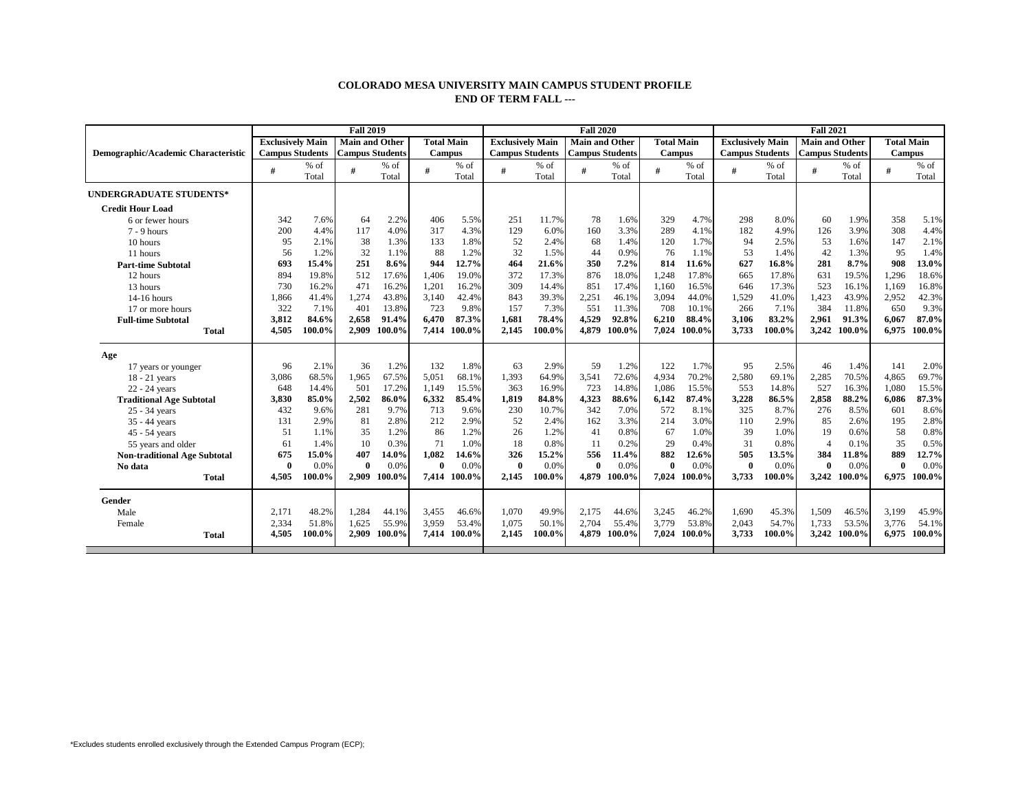## COLORADO MESA UNIVERSITY MAIN CAMPUS STUDENT PROFILE
## END OF TERM FALL ---

| Demographic/Academic Characteristic | Fall 2019 | | | | | | Fall 2020 | | | | | | Fall 2021 | | | | | |
|---|---|---|---|---|---|---|---|---|---|---|---|---|---|---|---|---|---|---|
| | Exclusively Main Campus Students | | Main and Other Campus Students | | Total Main Campus | | Exclusively Main Campus Students | | Main and Other Campus Students | | Total Main Campus | | Exclusively Main Campus Students | | Main and Other Campus Students | | Total Main Campus | |
| | # | % of Total | # | % of Total | # | % of Total | # | % of Total | # | % of Total | # | % of Total | # | % of Total | # | % of Total | # | % of Total |
| **UNDERGRADUATE STUDENTS*** | | | | | | | | | | | | | | | | | | |
| **Credit Hour Load** | | | | | | | | | | | | | | | | | | |
| 6 or fewer hours | 342 | 7.6% | 64 | 2.2% | 406 | 5.5% | 251 | 11.7% | 78 | 1.6% | 329 | 4.7% | 298 | 8.0% | 60 | 1.9% | 358 | 5.1% |
| 7 - 9 hours | 200 | 4.4% | 117 | 4.0% | 317 | 4.3% | 129 | 6.0% | 160 | 3.3% | 289 | 4.1% | 182 | 4.9% | 126 | 3.9% | 308 | 4.4% |
| 10 hours | 95 | 2.1% | 38 | 1.3% | 133 | 1.8% | 52 | 2.4% | 68 | 1.4% | 120 | 1.7% | 94 | 2.5% | 53 | 1.6% | 147 | 2.1% |
| 11 hours | 56 | 1.2% | 32 | 1.1% | 88 | 1.2% | 32 | 1.5% | 44 | 0.9% | 76 | 1.1% | 53 | 1.4% | 42 | 1.3% | 95 | 1.4% |
| **Part-time Subtotal** | **693** | **15.4%** | **251** | **8.6%** | **944** | **12.7%** | **464** | **21.6%** | **350** | **7.2%** | **814** | **11.6%** | **627** | **16.8%** | **281** | **8.7%** | **908** | **13.0%** |
| 12 hours | 894 | 19.8% | 512 | 17.6% | 1,406 | 19.0% | 372 | 17.3% | 876 | 18.0% | 1,248 | 17.8% | 665 | 17.8% | 631 | 19.5% | 1,296 | 18.6% |
| 13 hours | 730 | 16.2% | 471 | 16.2% | 1,201 | 16.2% | 309 | 14.4% | 851 | 17.4% | 1,160 | 16.5% | 646 | 17.3% | 523 | 16.1% | 1,169 | 16.8% |
| 14-16 hours | 1,866 | 41.4% | 1,274 | 43.8% | 3,140 | 42.4% | 843 | 39.3% | 2,251 | 46.1% | 3,094 | 44.0% | 1,529 | 41.0% | 1,423 | 43.9% | 2,952 | 42.3% |
| 17 or more hours | 322 | 7.1% | 401 | 13.8% | 723 | 9.8% | 157 | 7.3% | 551 | 11.3% | 708 | 10.1% | 266 | 7.1% | 384 | 11.8% | 650 | 9.3% |
| **Full-time Subtotal** | **3,812** | **84.6%** | **2,658** | **91.4%** | **6,470** | **87.3%** | **1,681** | **78.4%** | **4,529** | **92.8%** | **6,210** | **88.4%** | **3,106** | **83.2%** | **2,961** | **91.3%** | **6,067** | **87.0%** |
| **Total** | **4,505** | **100.0%** | **2,909** | **100.0%** | **7,414** | **100.0%** | **2,145** | **100.0%** | **4,879** | **100.0%** | **7,024** | **100.0%** | **3,733** | **100.0%** | **3,242** | **100.0%** | **6,975** | **100.0%** |
| **Age** | | | | | | | | | | | | | | | | | | |
| 17 years or younger | 96 | 2.1% | 36 | 1.2% | 132 | 1.8% | 63 | 2.9% | 59 | 1.2% | 122 | 1.7% | 95 | 2.5% | 46 | 1.4% | 141 | 2.0% |
| 18 - 21 years | 3,086 | 68.5% | 1,965 | 67.5% | 5,051 | 68.1% | 1,393 | 64.9% | 3,541 | 72.6% | 4,934 | 70.2% | 2,580 | 69.1% | 2,285 | 70.5% | 4,865 | 69.7% |
| 22 - 24 years | 648 | 14.4% | 501 | 17.2% | 1,149 | 15.5% | 363 | 16.9% | 723 | 14.8% | 1,086 | 15.5% | 553 | 14.8% | 527 | 16.3% | 1,080 | 15.5% |
| **Traditional Age Subtotal** | **3,830** | **85.0%** | **2,502** | **86.0%** | **6,332** | **85.4%** | **1,819** | **84.8%** | **4,323** | **88.6%** | **6,142** | **87.4%** | **3,228** | **86.5%** | **2,858** | **88.2%** | **6,086** | **87.3%** |
| 25 - 34 years | 432 | 9.6% | 281 | 9.7% | 713 | 9.6% | 230 | 10.7% | 342 | 7.0% | 572 | 8.1% | 325 | 8.7% | 276 | 8.5% | 601 | 8.6% |
| 35 - 44 years | 131 | 2.9% | 81 | 2.8% | 212 | 2.9% | 52 | 2.4% | 162 | 3.3% | 214 | 3.0% | 110 | 2.9% | 85 | 2.6% | 195 | 2.8% |
| 45 - 54 years | 51 | 1.1% | 35 | 1.2% | 86 | 1.2% | 26 | 1.2% | 41 | 0.8% | 67 | 1.0% | 39 | 1.0% | 19 | 0.6% | 58 | 0.8% |
| 55 years and older | 61 | 1.4% | 10 | 0.3% | 71 | 1.0% | 18 | 0.8% | 11 | 0.2% | 29 | 0.4% | 31 | 0.8% | 4 | 0.1% | 35 | 0.5% |
| **Non-traditional Age Subtotal** | **675** | **15.0%** | **407** | **14.0%** | **1,082** | **14.6%** | **326** | **15.2%** | **556** | **11.4%** | **882** | **12.6%** | **505** | **13.5%** | **384** | **11.8%** | **889** | **12.7%** |
| **No data** | **0** | 0.0% | **0** | 0.0% | **0** | 0.0% | **0** | 0.0% | **0** | 0.0% | **0** | 0.0% | **0** | 0.0% | **0** | 0.0% | **0** | 0.0% |
| **Total** | **4,505** | **100.0%** | **2,909** | **100.0%** | **7,414** | **100.0%** | **2,145** | **100.0%** | **4,879** | **100.0%** | **7,024** | **100.0%** | **3,733** | **100.0%** | **3,242** | **100.0%** | **6,975** | **100.0%** |
| **Gender** | | | | | | | | | | | | | | | | | | |
| Male | 2,171 | 48.2% | 1,284 | 44.1% | 3,455 | 46.6% | 1,070 | 49.9% | 2,175 | 44.6% | 3,245 | 46.2% | 1,690 | 45.3% | 1,509 | 46.5% | 3,199 | 45.9% |
| Female | 2,334 | 51.8% | 1,625 | 55.9% | 3,959 | 53.4% | 1,075 | 50.1% | 2,704 | 55.4% | 3,779 | 53.8% | 2,043 | 54.7% | 1,733 | 53.5% | 3,776 | 54.1% |
| **Total** | **4,505** | **100.0%** | **2,909** | **100.0%** | **7,414** | **100.0%** | **2,145** | **100.0%** | **4,879** | **100.0%** | **7,024** | **100.0%** | **3,733** | **100.0%** | **3,242** | **100.0%** | **6,975** | **100.0%** |

*Excludes students enrolled exclusively through the Extended Campus Program (ECP);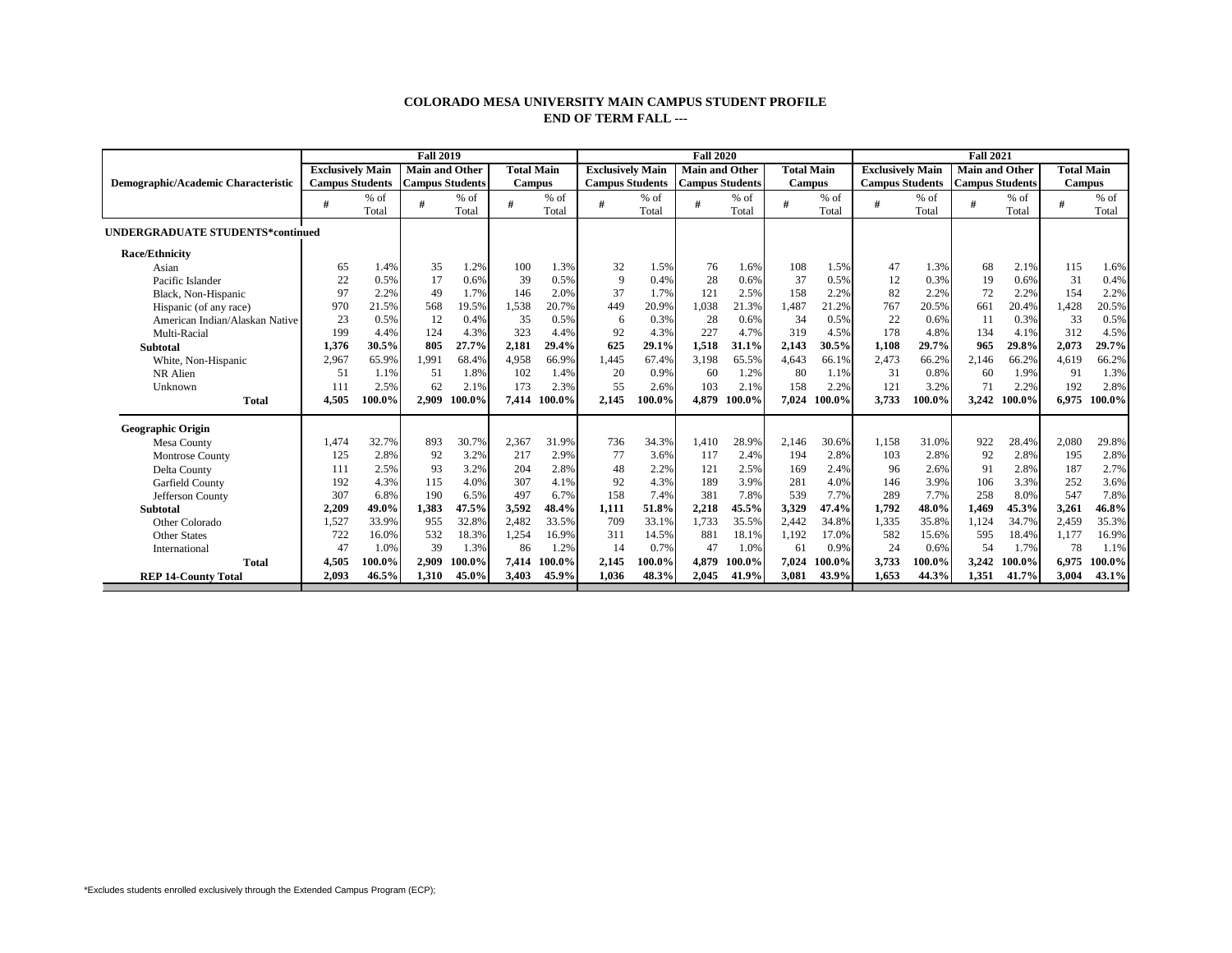**COLORADO MESA UNIVERSITY MAIN CAMPUS STUDENT PROFILE**
**END OF TERM FALL ---**

| Demographic/Academic Characteristic | Fall 2019 | | | | | | Fall 2020 | | | | | | Fall 2021 | | | | | |
|---|---|---|---|---|---|---|---|---|---|---|---|---|---|---|---|---|---|---|
| | Exclusively Main Campus Students | | Main and Other Campus Students | | Total Main Campus | | Exclusively Main Campus Students | | Main and Other Campus Students | | Total Main Campus | | Exclusively Main Campus Students | | Main and Other Campus Students | | Total Main Campus | |
| | # | % of Total | # | % of Total | # | % of Total | # | % of Total | # | % of Total | # | % of Total | # | % of Total | # | % of Total | # | % of Total |
| **UNDERGRADUATE STUDENTS*continued** | | | | | | | | | | | | | | | | | | |
| **Race/Ethnicity** | | | | | | | | | | | | | | | | | | |
| Asian | 65 | 1.4% | 35 | 1.2% | 100 | 1.3% | 32 | 1.5% | 76 | 1.6% | 108 | 1.5% | 47 | 1.3% | 68 | 2.1% | 115 | 1.6% |
| Pacific Islander | 22 | 0.5% | 17 | 0.6% | 39 | 0.5% | 9 | 0.4% | 28 | 0.6% | 37 | 0.5% | 12 | 0.3% | 19 | 0.6% | 31 | 0.4% |
| Black, Non-Hispanic | 97 | 2.2% | 49 | 1.7% | 146 | 2.0% | 37 | 1.7% | 121 | 2.5% | 158 | 2.2% | 82 | 2.2% | 72 | 2.2% | 154 | 2.2% |
| Hispanic (of any race) | 970 | 21.5% | 568 | 19.5% | 1,538 | 20.7% | 449 | 20.9% | 1,038 | 21.3% | 1,487 | 21.2% | 767 | 20.5% | 661 | 20.4% | 1,428 | 20.5% |
| American Indian/Alaskan Native | 23 | 0.5% | 12 | 0.4% | 35 | 0.5% | 6 | 0.3% | 28 | 0.6% | 34 | 0.5% | 22 | 0.6% | 11 | 0.3% | 33 | 0.5% |
| Multi-Racial | 199 | 4.4% | 124 | 4.3% | 323 | 4.4% | 92 | 4.3% | 227 | 4.7% | 319 | 4.5% | 178 | 4.8% | 134 | 4.1% | 312 | 4.5% |
| **Subtotal** | **1,376** | **30.5%** | **805** | **27.7%** | **2,181** | **29.4%** | **625** | **29.1%** | **1,518** | **31.1%** | **2,143** | **30.5%** | **1,108** | **29.7%** | **965** | **29.8%** | **2,073** | **29.7%** |
| White, Non-Hispanic | 2,967 | 65.9% | 1,991 | 68.4% | 4,958 | 66.9% | 1,445 | 67.4% | 3,198 | 65.5% | 4,643 | 66.1% | 2,473 | 66.2% | 2,146 | 66.2% | 4,619 | 66.2% |
| NR Alien | 51 | 1.1% | 51 | 1.8% | 102 | 1.4% | 20 | 0.9% | 60 | 1.2% | 80 | 1.1% | 31 | 0.8% | 60 | 1.9% | 91 | 1.3% |
| Unknown | 111 | 2.5% | 62 | 2.1% | 173 | 2.3% | 55 | 2.6% | 103 | 2.1% | 158 | 2.2% | 121 | 3.2% | 71 | 2.2% | 192 | 2.8% |
| **Total** | **4,505** | **100.0%** | **2,909** | **100.0%** | **7,414** | **100.0%** | **2,145** | **100.0%** | **4,879** | **100.0%** | **7,024** | **100.0%** | **3,733** | **100.0%** | **3,242** | **100.0%** | **6,975** | **100.0%** |
| **Geographic Origin** | | | | | | | | | | | | | | | | | | |
| Mesa County | 1,474 | 32.7% | 893 | 30.7% | 2,367 | 31.9% | 736 | 34.3% | 1,410 | 28.9% | 2,146 | 30.6% | 1,158 | 31.0% | 922 | 28.4% | 2,080 | 29.8% |
| Montrose County | 125 | 2.8% | 92 | 3.2% | 217 | 2.9% | 77 | 3.6% | 117 | 2.4% | 194 | 2.8% | 103 | 2.8% | 92 | 2.8% | 195 | 2.8% |
| Delta County | 111 | 2.5% | 93 | 3.2% | 204 | 2.8% | 48 | 2.2% | 121 | 2.5% | 169 | 2.4% | 96 | 2.6% | 91 | 2.8% | 187 | 2.7% |
| Garfield County | 192 | 4.3% | 115 | 4.0% | 307 | 4.1% | 92 | 4.3% | 189 | 3.9% | 281 | 4.0% | 146 | 3.9% | 106 | 3.3% | 252 | 3.6% |
| Jefferson County | 307 | 6.8% | 190 | 6.5% | 497 | 6.7% | 158 | 7.4% | 381 | 7.8% | 539 | 7.7% | 289 | 7.7% | 258 | 8.0% | 547 | 7.8% |
| **Subtotal** | **2,209** | **49.0%** | **1,383** | **47.5%** | **3,592** | **48.4%** | **1,111** | **51.8%** | **2,218** | **45.5%** | **3,329** | **47.4%** | **1,792** | **48.0%** | **1,469** | **45.3%** | **3,261** | **46.8%** |
| Other Colorado | 1,527 | 33.9% | 955 | 32.8% | 2,482 | 33.5% | 709 | 33.1% | 1,733 | 35.5% | 2,442 | 34.8% | 1,335 | 35.8% | 1,124 | 34.7% | 2,459 | 35.3% |
| Other States | 722 | 16.0% | 532 | 18.3% | 1,254 | 16.9% | 311 | 14.5% | 881 | 18.1% | 1,192 | 17.0% | 582 | 15.6% | 595 | 18.4% | 1,177 | 16.9% |
| International | 47 | 1.0% | 39 | 1.3% | 86 | 1.2% | 14 | 0.7% | 47 | 1.0% | 61 | 0.9% | 24 | 0.6% | 54 | 1.7% | 78 | 1.1% |
| **Total** | **4,505** | **100.0%** | **2,909** | **100.0%** | **7,414** | **100.0%** | **2,145** | **100.0%** | **4,879** | **100.0%** | **7,024** | **100.0%** | **3,733** | **100.0%** | **3,242** | **100.0%** | **6,975** | **100.0%** |
| **REP 14-County Total** | **2,093** | **46.5%** | **1,310** | **45.0%** | **3,403** | **45.9%** | **1,036** | **48.3%** | **2,045** | **41.9%** | **3,081** | **43.9%** | **1,653** | **44.3%** | **1,351** | **41.7%** | **3,004** | **43.1%** |

*Excludes students enrolled exclusively through the Extended Campus Program (ECP);